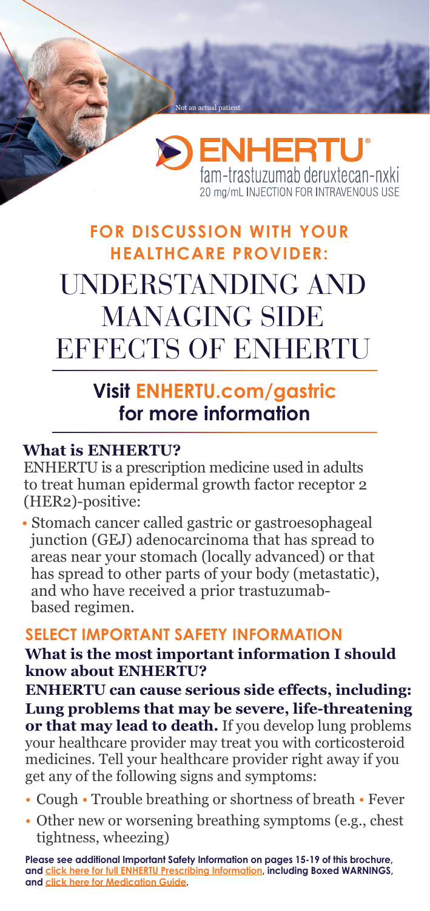Not an actual patient.

**ENHERTU®**
fam-trastuzumab deruxtecan-nxki
20 mg/mL INJECTION FOR INTRAVENOUS USE

## FOR DISCUSSION WITH YOUR HEALTHCARE PROVIDER:

# UNDERSTANDING AND MANAGING SIDE EFFECTS OF ENHERTU

## Visit ENHERTU.com/gastric for more information

### What is ENHERTU?

ENHERTU is a prescription medicine used in adults to treat human epidermal growth factor receptor 2 (HER2)-positive:

- Stomach cancer called gastric or gastroesophageal junction (GEJ) adenocarcinoma that has spread to areas near your stomach (locally advanced) or that has spread to other parts of your body (metastatic), and who have received a prior trastuzumab-based regimen.

### SELECT IMPORTANT SAFETY INFORMATION

**What is the most important information I should know about ENHERTU?**

**ENHERTU can cause serious side effects, including:**
**Lung problems that may be severe, life-threatening or that may lead to death.** If you develop lung problems your healthcare provider may treat you with corticosteroid medicines. Tell your healthcare provider right away if you get any of the following signs and symptoms:

- Cough • Trouble breathing or shortness of breath • Fever
- Other new or worsening breathing symptoms (e.g., chest tightness, wheezing)

**Please see additional Important Safety Information on pages 15-19 of this brochure, and click here for full ENHERTU Prescribing Information, including Boxed WARNINGS, and click here for Medication Guide.**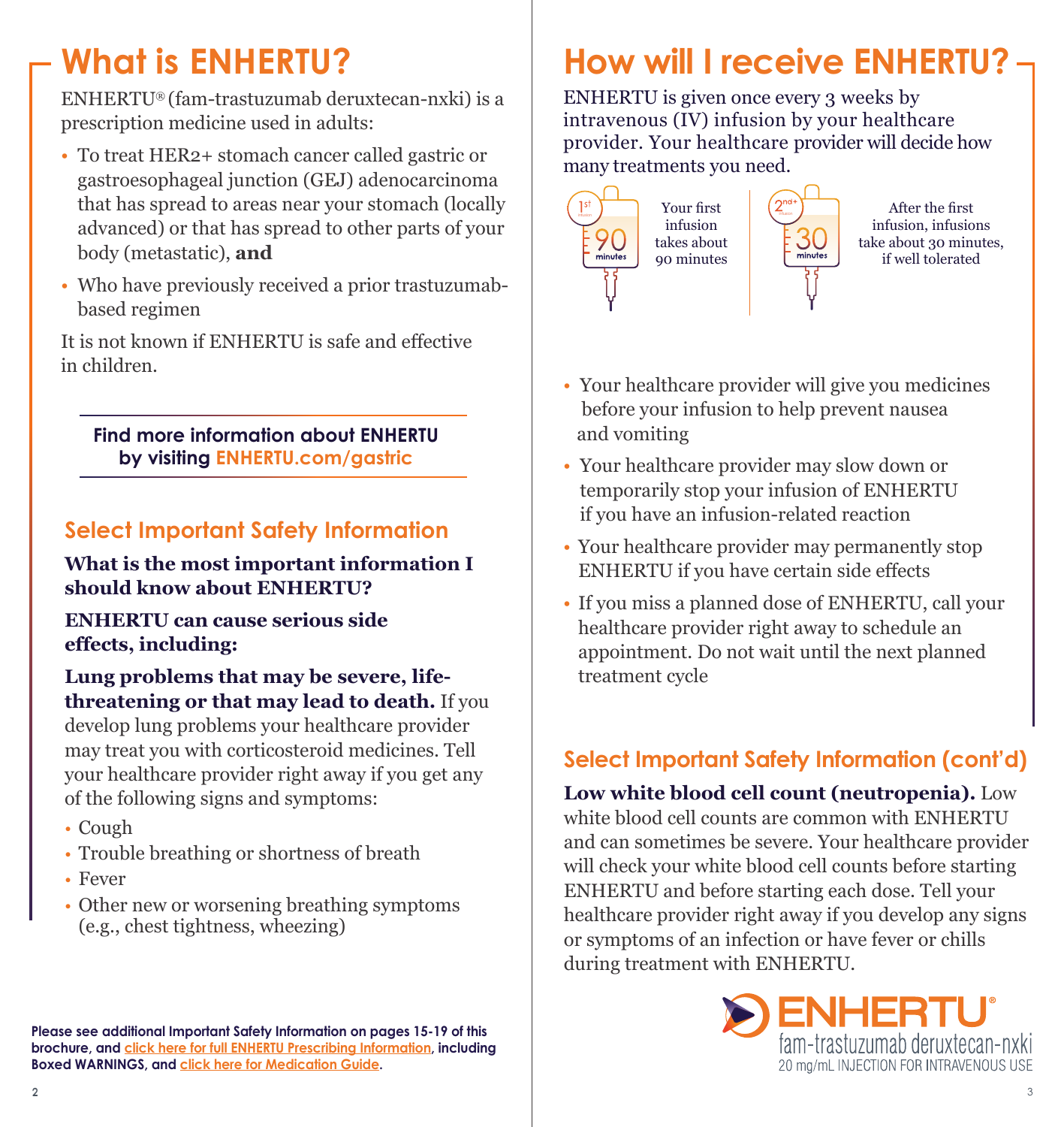# What is ENHERTU?

ENHERTU® (fam-trastuzumab deruxtecan-nxki) is a prescription medicine used in adults:

- To treat HER2+ stomach cancer called gastric or gastroesophageal junction (GEJ) adenocarcinoma that has spread to areas near your stomach (locally advanced) or that has spread to other parts of your body (metastatic), **and**
- Who have previously received a prior trastuzumab-based regimen

It is not known if ENHERTU is safe and effective in children.

**Find more information about ENHERTU by visiting ENHERTU.com/gastric**

## Select Important Safety Information

**What is the most important information I should know about ENHERTU?**

**ENHERTU can cause serious side effects, including:**

**Lung problems that may be severe, life-threatening or that may lead to death.** If you develop lung problems your healthcare provider may treat you with corticosteroid medicines. Tell your healthcare provider right away if you get any of the following signs and symptoms:

- Cough
- Trouble breathing or shortness of breath
- Fever
- Other new or worsening breathing symptoms (e.g., chest tightness, wheezing)

**Please see additional Important Safety Information on pages 15-19 of this brochure, and click here for full ENHERTU Prescribing Information, including Boxed WARNINGS, and click here for Medication Guide.**

# How will I receive ENHERTU?

ENHERTU is given once every 3 weeks by intravenous (IV) infusion by your healthcare provider. Your healthcare provider will decide how many treatments you need.

1st infusion — 90 minutes: Your first infusion takes about 90 minutes

2nd+ infusion — 30 minutes: After the first infusion, infusions take about 30 minutes, if well tolerated

- Your healthcare provider will give you medicines before your infusion to help prevent nausea and vomiting
- Your healthcare provider may slow down or temporarily stop your infusion of ENHERTU if you have an infusion-related reaction
- Your healthcare provider may permanently stop ENHERTU if you have certain side effects
- If you miss a planned dose of ENHERTU, call your healthcare provider right away to schedule an appointment. Do not wait until the next planned treatment cycle

## Select Important Safety Information (cont'd)

**Low white blood cell count (neutropenia).** Low white blood cell counts are common with ENHERTU and can sometimes be severe. Your healthcare provider will check your white blood cell counts before starting ENHERTU and before starting each dose. Tell your healthcare provider right away if you develop any signs or symptoms of an infection or have fever or chills during treatment with ENHERTU.

ENHERTU® fam-trastuzumab deruxtecan-nxki 20 mg/mL INJECTION FOR INTRAVENOUS USE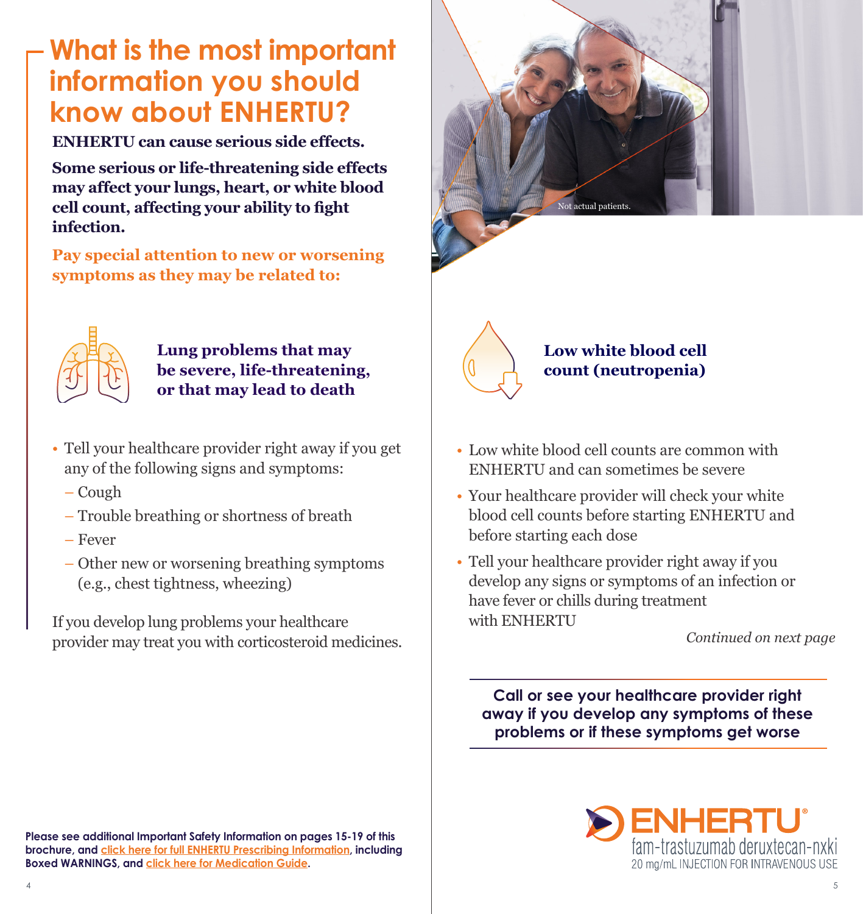# What is the most important information you should know about ENHERTU?

**ENHERTU can cause serious side effects.**

**Some serious or life-threatening side effects may affect your lungs, heart, or white blood cell count, affecting your ability to fight infection.**

**Pay special attention to new or worsening symptoms as they may be related to:**

### Lung problems that may be severe, life-threatening, or that may lead to death

- Tell your healthcare provider right away if you get any of the following signs and symptoms:
  - Cough
  - Trouble breathing or shortness of breath
  - Fever
  - Other new or worsening breathing symptoms (e.g., chest tightness, wheezing)

If you develop lung problems your healthcare provider may treat you with corticosteroid medicines.

Not actual patients.

### Low white blood cell count (neutropenia)

- Low white blood cell counts are common with ENHERTU and can sometimes be severe
- Your healthcare provider will check your white blood cell counts before starting ENHERTU and before starting each dose
- Tell your healthcare provider right away if you develop any signs or symptoms of an infection or have fever or chills during treatment with ENHERTU

*Continued on next page*

**Call or see your healthcare provider right away if you develop any symptoms of these problems or if these symptoms get worse**

**Please see additional Important Safety Information on pages 15-19 of this brochure, and click here for full ENHERTU Prescribing Information, including Boxed WARNINGS, and click here for Medication Guide.**

ENHERTU®
fam-trastuzumab deruxtecan-nxki
20 mg/mL INJECTION FOR INTRAVENOUS USE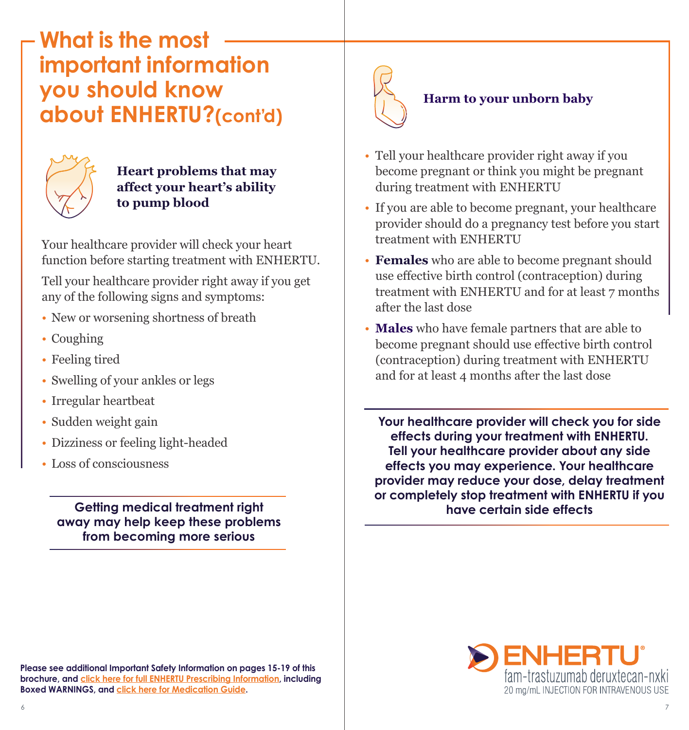# What is the most important information you should know about ENHERTU? (cont'd)

### Heart problems that may affect your heart's ability to pump blood

Your healthcare provider will check your heart function before starting treatment with ENHERTU.

Tell your healthcare provider right away if you get any of the following signs and symptoms:

- New or worsening shortness of breath
- Coughing
- Feeling tired
- Swelling of your ankles or legs
- Irregular heartbeat
- Sudden weight gain
- Dizziness or feeling light-headed
- Loss of consciousness

**Getting medical treatment right away may help keep these problems from becoming more serious**

### Harm to your unborn baby

- Tell your healthcare provider right away if you become pregnant or think you might be pregnant during treatment with ENHERTU
- If you are able to become pregnant, your healthcare provider should do a pregnancy test before you start treatment with ENHERTU
- **Females** who are able to become pregnant should use effective birth control (contraception) during treatment with ENHERTU and for at least 7 months after the last dose
- **Males** who have female partners that are able to become pregnant should use effective birth control (contraception) during treatment with ENHERTU and for at least 4 months after the last dose

**Your healthcare provider will check you for side effects during your treatment with ENHERTU. Tell your healthcare provider about any side effects you may experience. Your healthcare provider may reduce your dose, delay treatment or completely stop treatment with ENHERTU if you have certain side effects**

**Please see additional Important Safety Information on pages 15-19 of this brochure, and click here for full ENHERTU Prescribing Information, including Boxed WARNINGS, and click here for Medication Guide.**

ENHERTU®
fam-trastuzumab deruxtecan-nxki
20 mg/mL INJECTION FOR INTRAVENOUS USE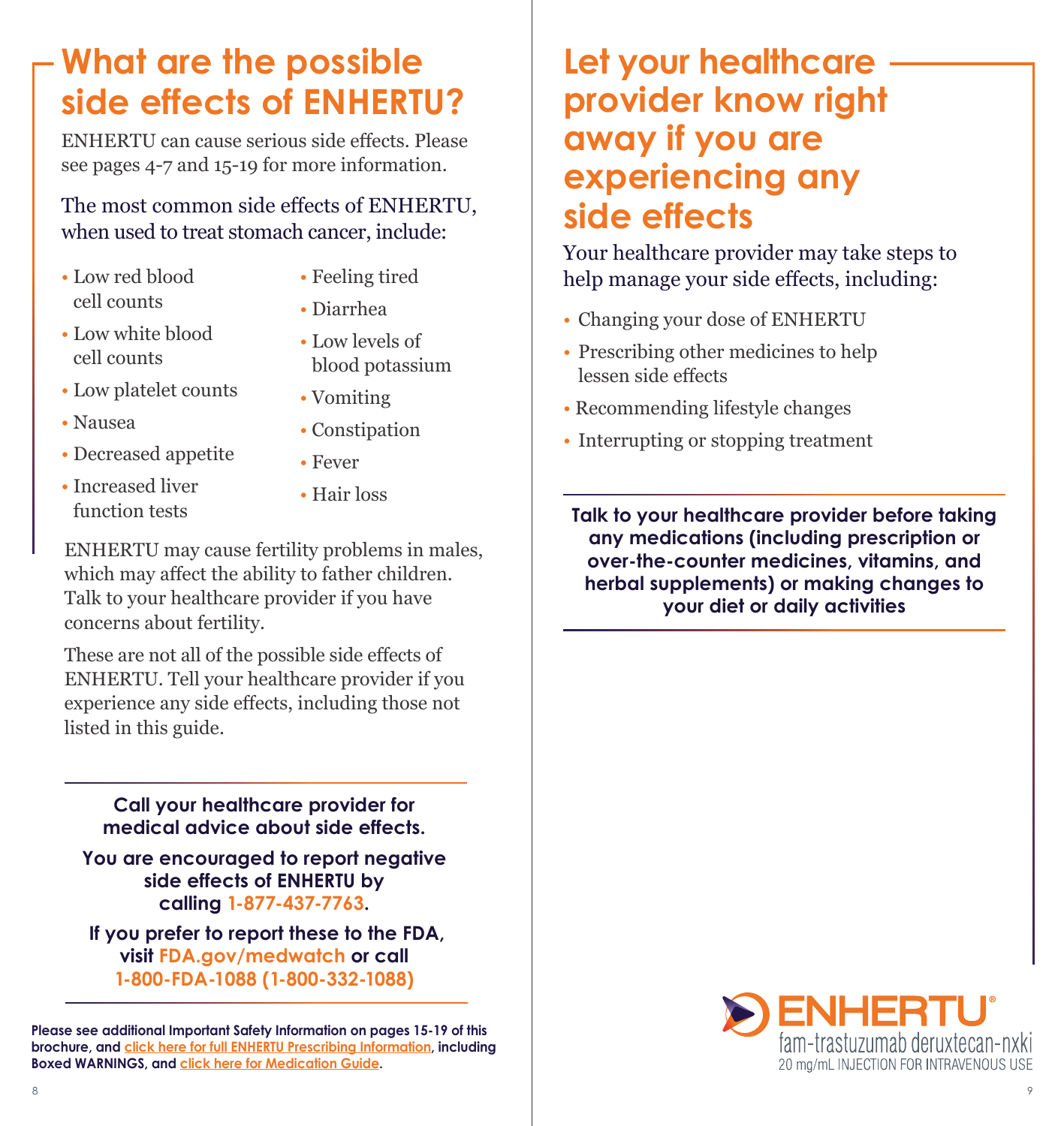# What are the possible side effects of ENHERTU?

ENHERTU can cause serious side effects. Please see pages 4-7 and 15-19 for more information.

The most common side effects of ENHERTU, when used to treat stomach cancer, include:

- Low red blood cell counts
- Low white blood cell counts
- Low platelet counts
- Nausea
- Decreased appetite
- Increased liver function tests
- Feeling tired
- Diarrhea
- Low levels of blood potassium
- Vomiting
- Constipation
- Fever
- Hair loss

ENHERTU may cause fertility problems in males, which may affect the ability to father children. Talk to your healthcare provider if you have concerns about fertility.

These are not all of the possible side effects of ENHERTU. Tell your healthcare provider if you experience any side effects, including those not listed in this guide.

**Call your healthcare provider for medical advice about side effects.**

**You are encouraged to report negative side effects of ENHERTU by calling 1-877-437-7763.**

**If you prefer to report these to the FDA, visit FDA.gov/medwatch or call 1-800-FDA-1088 (1-800-332-1088)**

**Please see additional Important Safety Information on pages 15-19 of this brochure, and click here for full ENHERTU Prescribing Information, including Boxed WARNINGS, and click here for Medication Guide.**

# Let your healthcare provider know right away if you are experiencing any side effects

Your healthcare provider may take steps to help manage your side effects, including:

- Changing your dose of ENHERTU
- Prescribing other medicines to help lessen side effects
- Recommending lifestyle changes
- Interrupting or stopping treatment

**Talk to your healthcare provider before taking any medications (including prescription or over-the-counter medicines, vitamins, and herbal supplements) or making changes to your diet or daily activities**

ENHERTU®
fam-trastuzumab deruxtecan-nxki
20 mg/mL INJECTION FOR INTRAVENOUS USE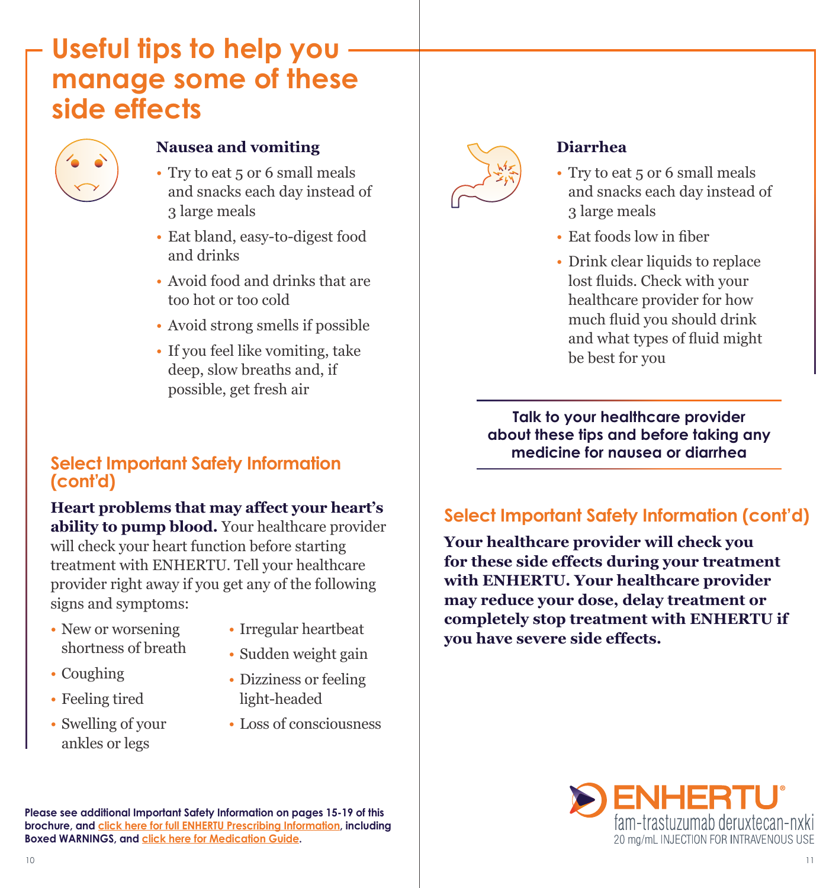# Useful tips to help you manage some of these side effects

### Nausea and vomiting

- Try to eat 5 or 6 small meals and snacks each day instead of 3 large meals
- Eat bland, easy-to-digest food and drinks
- Avoid food and drinks that are too hot or too cold
- Avoid strong smells if possible
- If you feel like vomiting, take deep, slow breaths and, if possible, get fresh air

### Diarrhea

- Try to eat 5 or 6 small meals and snacks each day instead of 3 large meals
- Eat foods low in fiber
- Drink clear liquids to replace lost fluids. Check with your healthcare provider for how much fluid you should drink and what types of fluid might be best for you

**Talk to your healthcare provider about these tips and before taking any medicine for nausea or diarrhea**

## Select Important Safety Information (cont'd)

**Heart problems that may affect your heart's ability to pump blood.** Your healthcare provider will check your heart function before starting treatment with ENHERTU. Tell your healthcare provider right away if you get any of the following signs and symptoms:

- New or worsening shortness of breath
- Coughing
- Feeling tired
- Swelling of your ankles or legs
- Irregular heartbeat
- Sudden weight gain
- Dizziness or feeling light-headed
- Loss of consciousness

## Select Important Safety Information (cont'd)

**Your healthcare provider will check you for these side effects during your treatment with ENHERTU. Your healthcare provider may reduce your dose, delay treatment or completely stop treatment with ENHERTU if you have severe side effects.**

**Please see additional Important Safety Information on pages 15-19 of this brochure, and click here for full ENHERTU Prescribing Information, including Boxed WARNINGS, and click here for Medication Guide.**

ENHERTU®
fam-trastuzumab deruxtecan-nxki
20 mg/mL INJECTION FOR INTRAVENOUS USE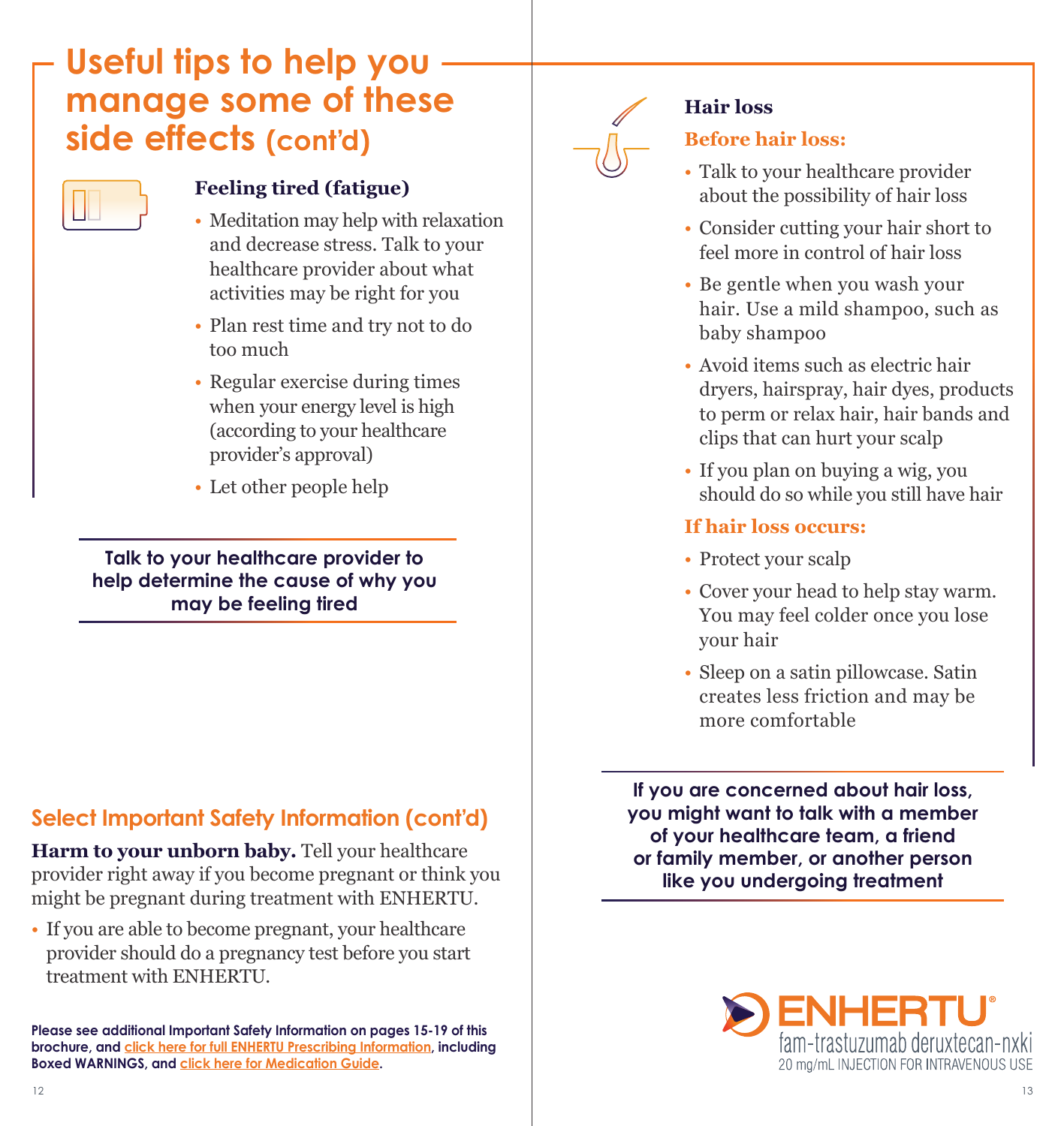# Useful tips to help you manage some of these side effects (cont'd)

### Feeling tired (fatigue)

- Meditation may help with relaxation and decrease stress. Talk to your healthcare provider about what activities may be right for you
- Plan rest time and try not to do too much
- Regular exercise during times when your energy level is high (according to your healthcare provider's approval)
- Let other people help

**Talk to your healthcare provider to help determine the cause of why you may be feeling tired**

## Select Important Safety Information (cont'd)

**Harm to your unborn baby.** Tell your healthcare provider right away if you become pregnant or think you might be pregnant during treatment with ENHERTU.

- If you are able to become pregnant, your healthcare provider should do a pregnancy test before you start treatment with ENHERTU.

**Please see additional Important Safety Information on pages 15-19 of this brochure, and click here for full ENHERTU Prescribing Information, including Boxed WARNINGS, and click here for Medication Guide.**

### Hair loss

**Before hair loss:**

- Talk to your healthcare provider about the possibility of hair loss
- Consider cutting your hair short to feel more in control of hair loss
- Be gentle when you wash your hair. Use a mild shampoo, such as baby shampoo
- Avoid items such as electric hair dryers, hairspray, hair dyes, products to perm or relax hair, hair bands and clips that can hurt your scalp
- If you plan on buying a wig, you should do so while you still have hair

**If hair loss occurs:**

- Protect your scalp
- Cover your head to help stay warm. You may feel colder once you lose your hair
- Sleep on a satin pillowcase. Satin creates less friction and may be more comfortable

**If you are concerned about hair loss, you might want to talk with a member of your healthcare team, a friend or family member, or another person like you undergoing treatment**

ENHERTU®
fam-trastuzumab deruxtecan-nxki
20 mg/mL INJECTION FOR INTRAVENOUS USE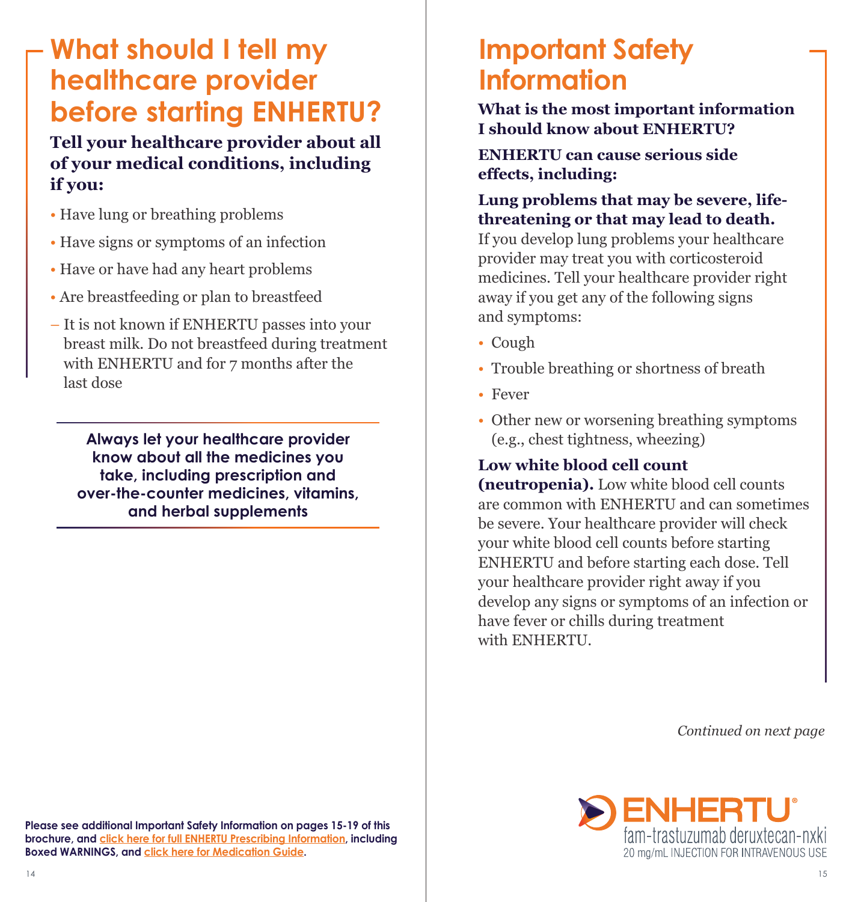# What should I tell my healthcare provider before starting ENHERTU?

**Tell your healthcare provider about all of your medical conditions, including if you:**

- Have lung or breathing problems
- Have signs or symptoms of an infection
- Have or have had any heart problems
- Are breastfeeding or plan to breastfeed
  - It is not known if ENHERTU passes into your breast milk. Do not breastfeed during treatment with ENHERTU and for 7 months after the last dose

**Always let your healthcare provider know about all the medicines you take, including prescription and over-the-counter medicines, vitamins, and herbal supplements**

**Please see additional Important Safety Information on pages 15-19 of this brochure, and click here for full ENHERTU Prescribing Information, including Boxed WARNINGS, and click here for Medication Guide.**

# Important Safety Information

**What is the most important information I should know about ENHERTU?**

**ENHERTU can cause serious side effects, including:**

**Lung problems that may be severe, life-threatening or that may lead to death.** If you develop lung problems your healthcare provider may treat you with corticosteroid medicines. Tell your healthcare provider right away if you get any of the following signs and symptoms:

- Cough
- Trouble breathing or shortness of breath
- Fever
- Other new or worsening breathing symptoms (e.g., chest tightness, wheezing)

**Low white blood cell count (neutropenia).** Low white blood cell counts are common with ENHERTU and can sometimes be severe. Your healthcare provider will check your white blood cell counts before starting ENHERTU and before starting each dose. Tell your healthcare provider right away if you develop any signs or symptoms of an infection or have fever or chills during treatment with ENHERTU.

*Continued on next page*

ENHERTU®
fam-trastuzumab deruxtecan-nxki
20 mg/mL INJECTION FOR INTRAVENOUS USE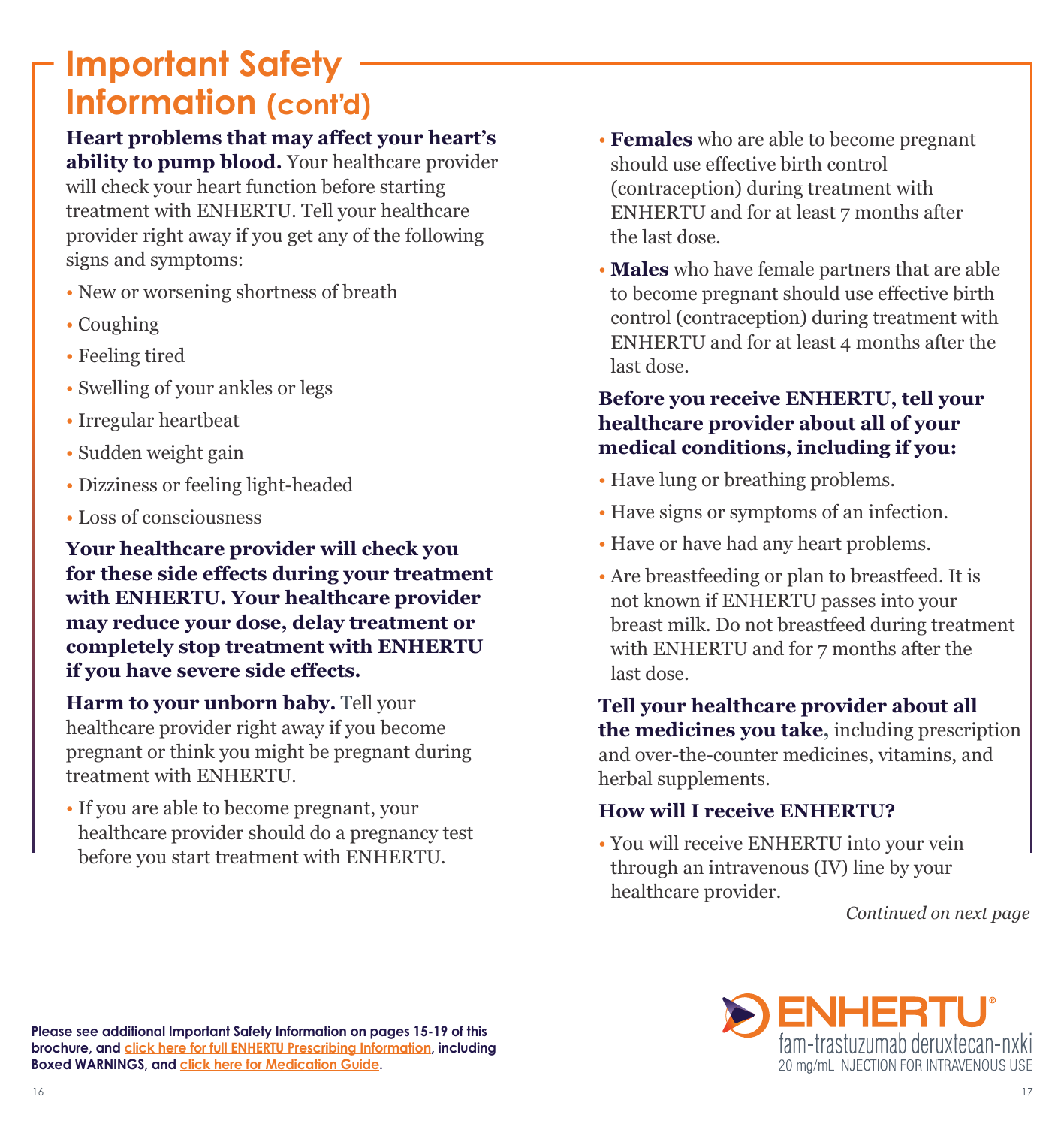## Important Safety Information (cont'd)

**Heart problems that may affect your heart's ability to pump blood.** Your healthcare provider will check your heart function before starting treatment with ENHERTU. Tell your healthcare provider right away if you get any of the following signs and symptoms:

- New or worsening shortness of breath
- Coughing
- Feeling tired
- Swelling of your ankles or legs
- Irregular heartbeat
- Sudden weight gain
- Dizziness or feeling light-headed
- Loss of consciousness

**Your healthcare provider will check you for these side effects during your treatment with ENHERTU. Your healthcare provider may reduce your dose, delay treatment or completely stop treatment with ENHERTU if you have severe side effects.**

**Harm to your unborn baby.** Tell your healthcare provider right away if you become pregnant or think you might be pregnant during treatment with ENHERTU.

- If you are able to become pregnant, your healthcare provider should do a pregnancy test before you start treatment with ENHERTU.
- **Females** who are able to become pregnant should use effective birth control (contraception) during treatment with ENHERTU and for at least 7 months after the last dose.
- **Males** who have female partners that are able to become pregnant should use effective birth control (contraception) during treatment with ENHERTU and for at least 4 months after the last dose.

**Before you receive ENHERTU, tell your healthcare provider about all of your medical conditions, including if you:**

- Have lung or breathing problems.
- Have signs or symptoms of an infection.
- Have or have had any heart problems.
- Are breastfeeding or plan to breastfeed. It is not known if ENHERTU passes into your breast milk. Do not breastfeed during treatment with ENHERTU and for 7 months after the last dose.

**Tell your healthcare provider about all the medicines you take**, including prescription and over-the-counter medicines, vitamins, and herbal supplements.

**How will I receive ENHERTU?**

- You will receive ENHERTU into your vein through an intravenous (IV) line by your healthcare provider.

*Continued on next page*

**Please see additional Important Safety Information on pages 15-19 of this brochure, and click here for full ENHERTU Prescribing Information, including Boxed WARNINGS, and click here for Medication Guide.**

ENHERTU®
fam-trastuzumab deruxtecan-nxki
20 mg/mL INJECTION FOR INTRAVENOUS USE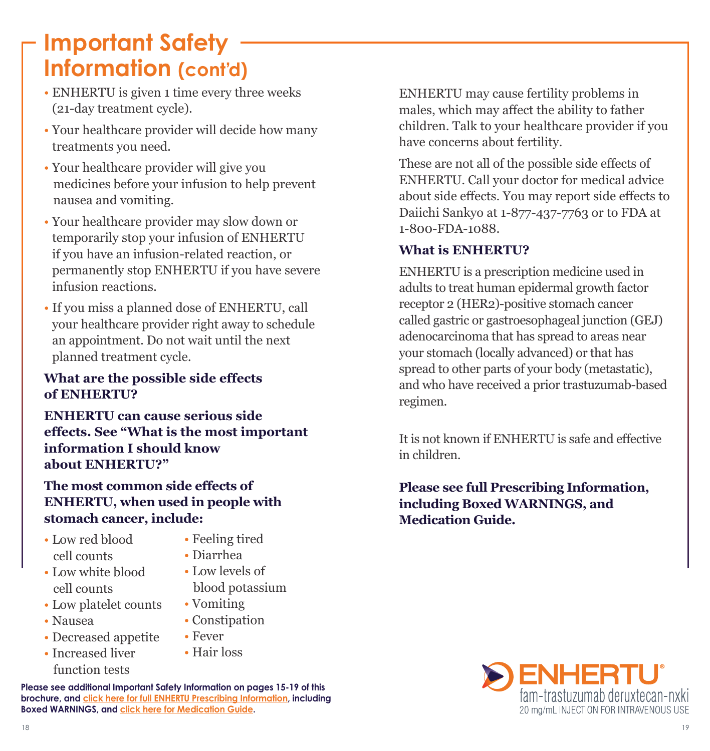## Important Safety Information (cont'd)

- ENHERTU is given 1 time every three weeks (21-day treatment cycle).
- Your healthcare provider will decide how many treatments you need.
- Your healthcare provider will give you medicines before your infusion to help prevent nausea and vomiting.
- Your healthcare provider may slow down or temporarily stop your infusion of ENHERTU if you have an infusion-related reaction, or permanently stop ENHERTU if you have severe infusion reactions.
- If you miss a planned dose of ENHERTU, call your healthcare provider right away to schedule an appointment. Do not wait until the next planned treatment cycle.

**What are the possible side effects of ENHERTU?**

**ENHERTU can cause serious side effects. See "What is the most important information I should know about ENHERTU?"**

**The most common side effects of ENHERTU, when used in people with stomach cancer, include:**

- Low red blood cell counts
- Low white blood cell counts
- Low platelet counts
- Nausea
- Decreased appetite
- Increased liver function tests
- Feeling tired
- Diarrhea
- Low levels of blood potassium
- Vomiting
- Constipation
- Fever
- Hair loss

**Please see additional Important Safety Information on pages 15-19 of this brochure, and click here for full ENHERTU Prescribing Information, including Boxed WARNINGS, and click here for Medication Guide.**

ENHERTU may cause fertility problems in males, which may affect the ability to father children. Talk to your healthcare provider if you have concerns about fertility.

These are not all of the possible side effects of ENHERTU. Call your doctor for medical advice about side effects. You may report side effects to Daiichi Sankyo at 1-877-437-7763 or to FDA at 1-800-FDA-1088.

**What is ENHERTU?**

ENHERTU is a prescription medicine used in adults to treat human epidermal growth factor receptor 2 (HER2)-positive stomach cancer called gastric or gastroesophageal junction (GEJ) adenocarcinoma that has spread to areas near your stomach (locally advanced) or that has spread to other parts of your body (metastatic), and who have received a prior trastuzumab-based regimen.

It is not known if ENHERTU is safe and effective in children.

**Please see full Prescribing Information, including Boxed WARNINGS, and Medication Guide.**

ENHERTU®
fam-trastuzumab deruxtecan-nxki
20 mg/mL INJECTION FOR INTRAVENOUS USE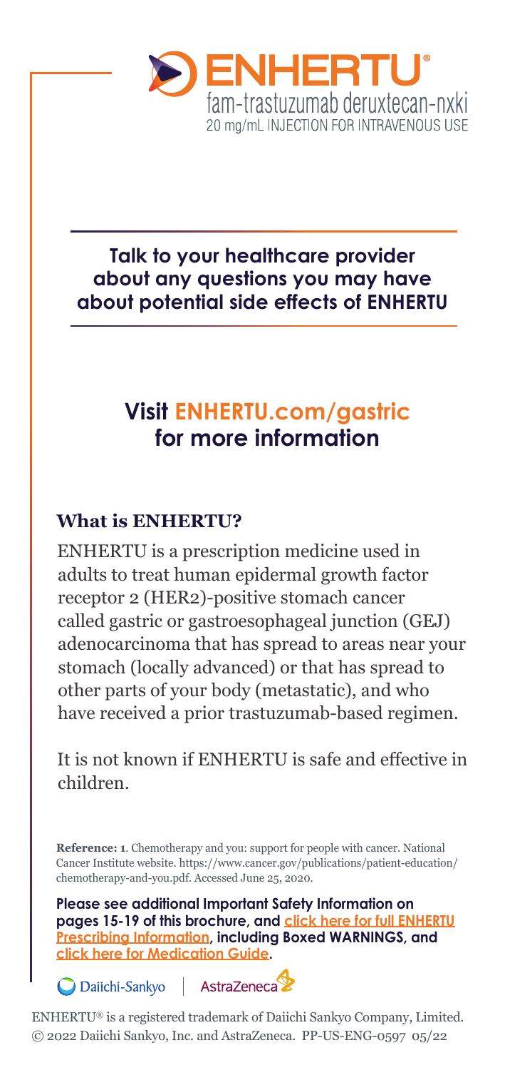# ENHERTU®

fam-trastuzumab deruxtecan-nxki

20 mg/mL INJECTION FOR INTRAVENOUS USE

**Talk to your healthcare provider about any questions you may have about potential side effects of ENHERTU**

## Visit ENHERTU.com/gastric for more information

### What is ENHERTU?

ENHERTU is a prescription medicine used in adults to treat human epidermal growth factor receptor 2 (HER2)-positive stomach cancer called gastric or gastroesophageal junction (GEJ) adenocarcinoma that has spread to areas near your stomach (locally advanced) or that has spread to other parts of your body (metastatic), and who have received a prior trastuzumab-based regimen.

It is not known if ENHERTU is safe and effective in children.

**Reference: 1**. Chemotherapy and you: support for people with cancer. National Cancer Institute website. https://www.cancer.gov/publications/patient-education/chemotherapy-and-you.pdf. Accessed June 25, 2020.

**Please see additional Important Safety Information on pages 15-19 of this brochure, and click here for full ENHERTU Prescribing Information, including Boxed WARNINGS, and click here for Medication Guide.**

Daiichi-Sankyo | AstraZeneca

ENHERTU® is a registered trademark of Daiichi Sankyo Company, Limited.
© 2022 Daiichi Sankyo, Inc. and AstraZeneca. PP-US-ENG-0597 05/22